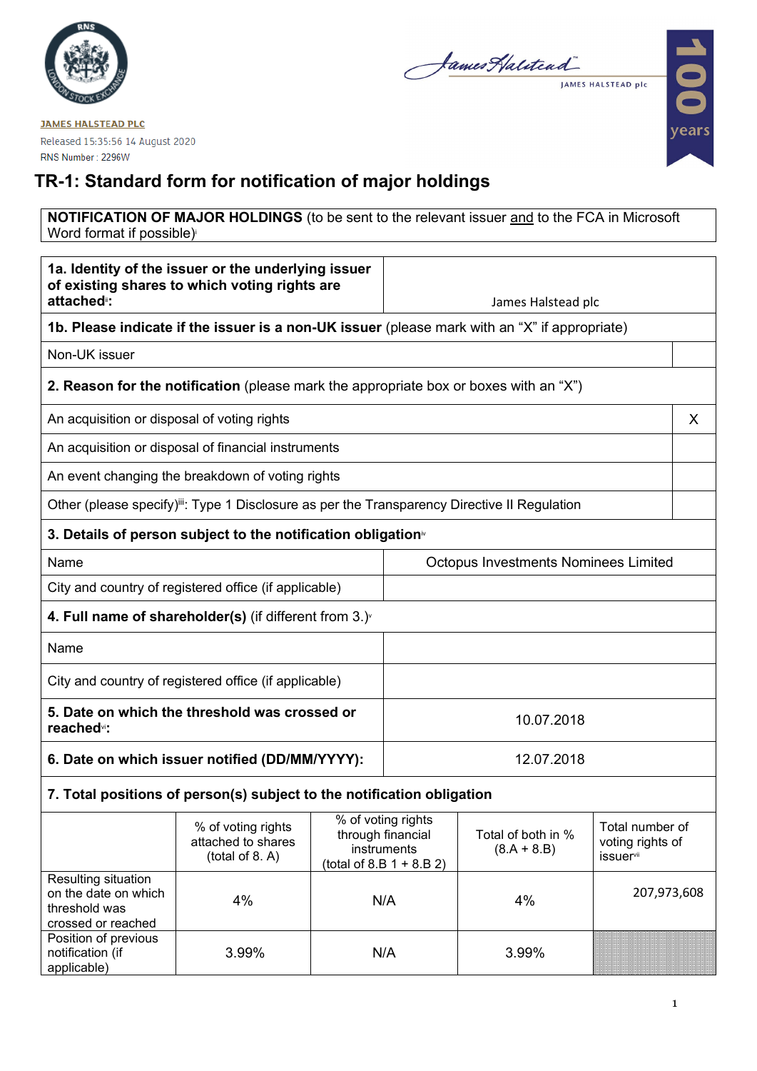JAMES HALSTEAD PLC

Released 15:35:56 14 August 2020

RNS Number : 2296W

# TR-1: Standard form for notification of major holdings

| **NOTIFICATION OF MAJOR HOLDINGS** (to be sent to the relevant issuer and to the FCA in Microsoft Word format if possible)[i] |
|---|

| | |
|---|---|
| **1a. Identity of the issuer or the underlying issuer of existing shares to which voting rights are attached**[ii]**:** | James Halstead plc |
| **1b. Please indicate if the issuer is a non-UK issuer** (please mark with an "X" if appropriate) | |
| Non-UK issuer | |
| **2. Reason for the notification** (please mark the appropriate box or boxes with an "X") | |
| An acquisition or disposal of voting rights | X |
| An acquisition or disposal of financial instruments | |
| An event changing the breakdown of voting rights | |
| Other (please specify)[iii]: Type 1 Disclosure as per the Transparency Directive II Regulation | |
| **3. Details of person subject to the notification obligation**[iv] | |
| Name | Octopus Investments Nominees Limited |
| City and country of registered office (if applicable) | |
| **4. Full name of shareholder(s)** (if different from 3.)[v] | |
| Name | |
| City and country of registered office (if applicable) | |
| **5. Date on which the threshold was crossed or reached**[vi]**:** | 10.07.2018 |
| **6. Date on which issuer notified (DD/MM/YYYY):** | 12.07.2018 |

**7. Total positions of person(s) subject to the notification obligation**

| | % of voting rights attached to shares (total of 8. A) | % of voting rights through financial instruments (total of 8.B 1 + 8.B 2) | Total of both in % (8.A + 8.B) | Total number of voting rights of issuer[vii] |
|---|---|---|---|---|
| Resulting situation on the date on which threshold was crossed or reached | 4% | N/A | 4% | 207,973,608 |
| Position of previous notification (if applicable) | 3.99% | N/A | 3.99% | |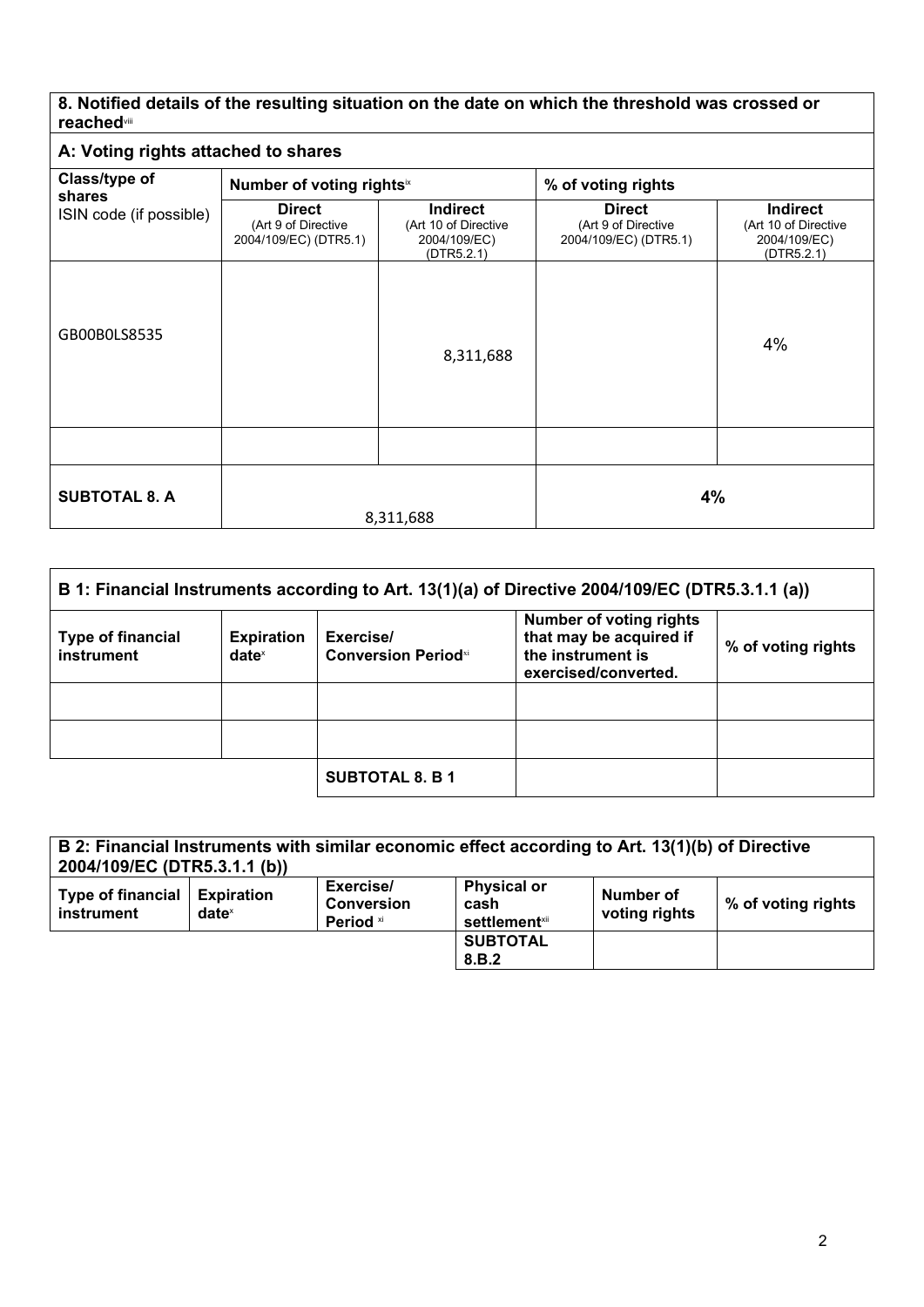## 8. Notified details of the resulting situation on the date on which the threshold was crossed or reached[viii]

### A: Voting rights attached to shares

| Class/type of shares ISIN code (if possible) | Number of voting rights[ix] | | % of voting rights | |
|---|---|---|---|---|
| | **Direct** (Art 9 of Directive 2004/109/EC) (DTR5.1) | **Indirect** (Art 10 of Directive 2004/109/EC) (DTR5.2.1) | **Direct** (Art 9 of Directive 2004/109/EC) (DTR5.1) | **Indirect** (Art 10 of Directive 2004/109/EC) (DTR5.2.1) |
| GB00B0LS8535 | | 8,311,688 | | 4% |
| | | | | |
| **SUBTOTAL 8. A** | 8,311,688 | | **4%** | |

### B 1: Financial Instruments according to Art. 13(1)(a) of Directive 2004/109/EC (DTR5.3.1.1 (a))

| Type of financial instrument | Expiration date[x] | Exercise/ Conversion Period[xi] | Number of voting rights that may be acquired if the instrument is exercised/converted. | % of voting rights |
|---|---|---|---|---|
| | | | | |
| | | | | |
| | | **SUBTOTAL 8. B 1** | | |

### B 2: Financial Instruments with similar economic effect according to Art. 13(1)(b) of Directive 2004/109/EC (DTR5.3.1.1 (b))

| Type of financial instrument | Expiration date[x] | Exercise/ Conversion Period [xi] | Physical or cash settlement[xii] | Number of voting rights | % of voting rights |
|---|---|---|---|---|---|
| | | | **SUBTOTAL 8.B.2** | | |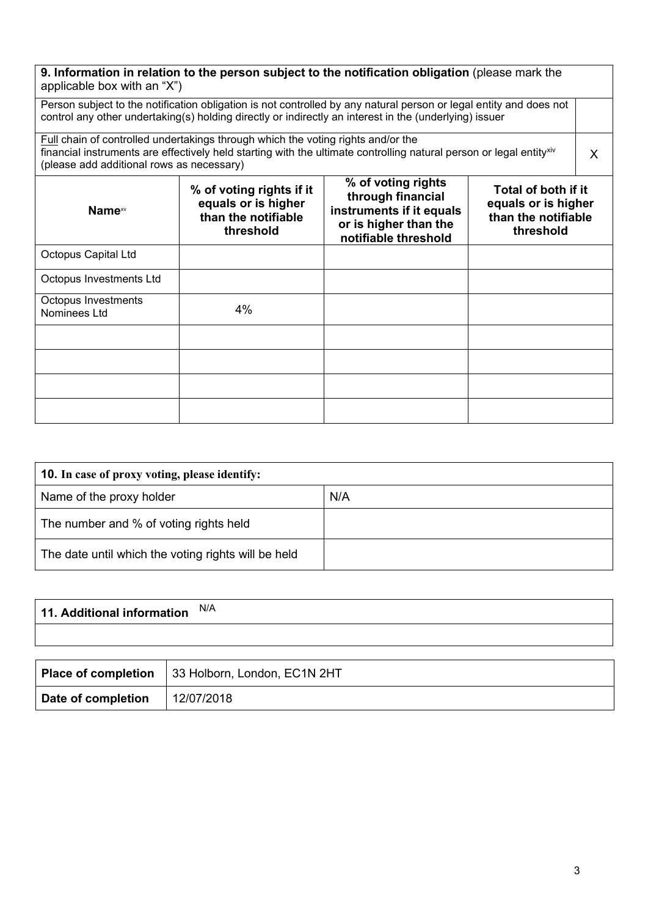| **9. Information in relation to the person subject to the notification obligation** (please mark the applicable box with an "X") | |
|---|---|
| Person subject to the notification obligation is not controlled by any natural person or legal entity and does not control any other undertaking(s) holding directly or indirectly an interest in the (underlying) issuer | |
| Full chain of controlled undertakings through which the voting rights and/or the financial instruments are effectively held starting with the ultimate controlling natural person or legal entity[xiv] (please add additional rows as necessary) | X |

| **Name**[xv] | **% of voting rights if it equals or is higher than the notifiable threshold** | **% of voting rights through financial instruments if it equals or is higher than the notifiable threshold** | **Total of both if it equals or is higher than the notifiable threshold** |
|---|---|---|---|
| Octopus Capital Ltd | | | |
| Octopus Investments Ltd | | | |
| Octopus Investments Nominees Ltd | 4% | | |
| | | | |
| | | | |
| | | | |
| | | | |

| **10. In case of proxy voting, please identify:** | |
|---|---|
| Name of the proxy holder | N/A |
| The number and % of voting rights held | |
| The date until which the voting rights will be held | |

| **11. Additional information** N/A |
|---|
| |

| | |
|---|---|
| **Place of completion** | 33 Holborn, London, EC1N 2HT |
| **Date of completion** | 12/07/2018 |